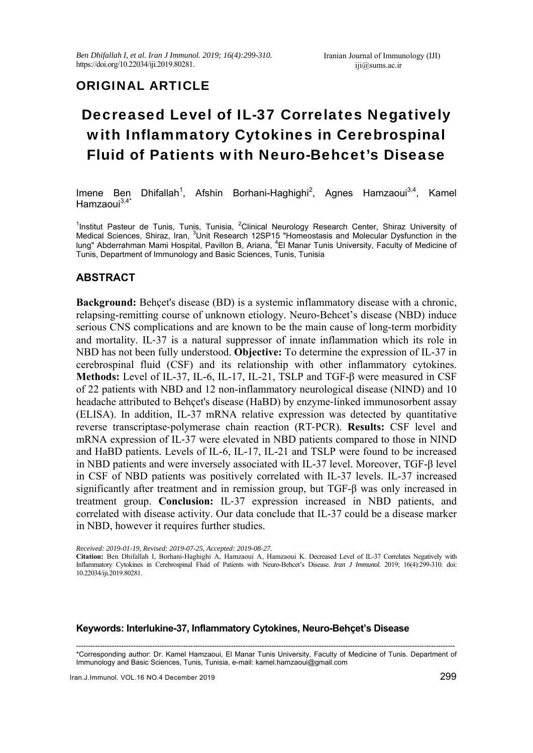## ORIGINAL ARTICLE

# Decreased Level of IL-37 Correlates Negatively with Inflammatory Cytokines in Cerebrospinal Fluid of Patients with Neuro-Behcet's Disease

Imene Ben Dhifallah[1], Afshin Borhani-Haghighi[2], Agnes Hamzaoui[3,4], Kamel Hamzaoui[3,4*]

[1]Institut Pasteur de Tunis, Tunis, Tunisia, [2]Clinical Neurology Research Center, Shiraz University of Medical Sciences, Shiraz, Iran, [3]Unit Research 12SP15 "Homeostasis and Molecular Dysfunction in the lung" Abderrahman Mami Hospital, Pavillon B, Ariana, [4]El Manar Tunis University, Faculty of Medicine of Tunis, Department of Immunology and Basic Sciences, Tunis, Tunisia

## ABSTRACT

**Background:** Behçet's disease (BD) is a systemic inflammatory disease with a chronic, relapsing-remitting course of unknown etiology. Neuro-Behcet's disease (NBD) induce serious CNS complications and are known to be the main cause of long-term morbidity and mortality. IL-37 is a natural suppressor of innate inflammation which its role in NBD has not been fully understood. **Objective:** To determine the expression of IL-37 in cerebrospinal fluid (CSF) and its relationship with other inflammatory cytokines. **Methods:** Level of IL-37, IL-6, IL-17, IL-21, TSLP and TGF-β were measured in CSF of 22 patients with NBD and 12 non-inflammatory neurological disease (NIND) and 10 headache attributed to Behçet's disease (HaBD) by enzyme-linked immunosorbent assay (ELISA). In addition, IL-37 mRNA relative expression was detected by quantitative reverse transcriptase-polymerase chain reaction (RT-PCR). **Results:** CSF level and mRNA expression of IL-37 were elevated in NBD patients compared to those in NIND and HaBD patients. Levels of IL-6, IL-17, IL-21 and TSLP were found to be increased in NBD patients and were inversely associated with IL-37 level. Moreover, TGF-β level in CSF of NBD patients was positively correlated with IL-37 levels. IL-37 increased significantly after treatment and in remission group, but TGF-β was only increased in treatment group. **Conclusion:** IL-37 expression increased in NBD patients, and correlated with disease activity. Our data conclude that IL-37 could be a disease marker in NBD, however it requires further studies.

*Received: 2019-01-19, Revised: 2019-07-25, Accepted: 2019-08-27.*

**Citation:** Ben Dhifallah I, Borhani-Haghighi A, Hamzaoui A, Hamzaoui K. Decreased Level of IL-37 Correlates Negatively with Inflammatory Cytokines in Cerebrospinal Fluid of Patients with Neuro-Behcet's Disease. *Iran J Immunol.* 2019; 16(4):299-310. doi: 10.22034/iji.2019.80281.

**Keywords: Interlukine-37, Inflammatory Cytokines, Neuro-Behçet's Disease**

---

*Corresponding author: Dr. Kamel Hamzaoui, El Manar Tunis University, Faculty of Medicine of Tunis. Department of Immunology and Basic Sciences, Tunis, Tunisia, e-mail: kamel.hamzaoui@gmail.com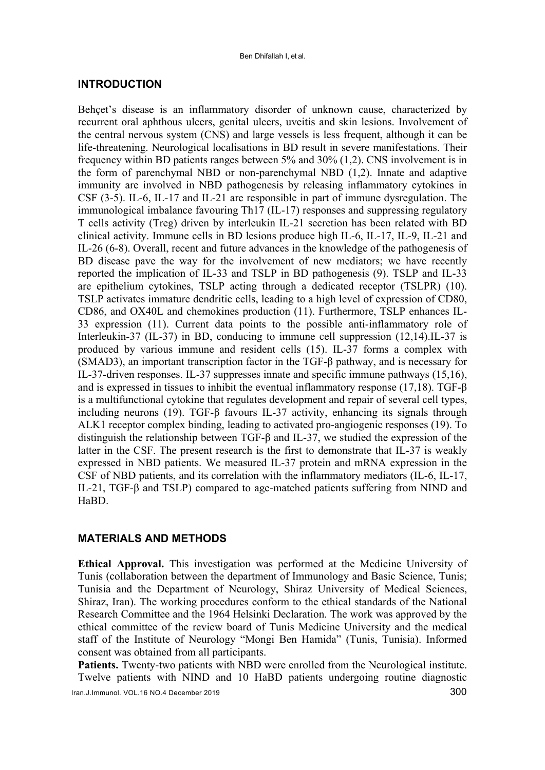## INTRODUCTION

Behçet's disease is an inflammatory disorder of unknown cause, characterized by recurrent oral aphthous ulcers, genital ulcers, uveitis and skin lesions. Involvement of the central nervous system (CNS) and large vessels is less frequent, although it can be life-threatening. Neurological localisations in BD result in severe manifestations. Their frequency within BD patients ranges between 5% and 30% (1,2). CNS involvement is in the form of parenchymal NBD or non-parenchymal NBD (1,2). Innate and adaptive immunity are involved in NBD pathogenesis by releasing inflammatory cytokines in CSF (3-5). IL-6, IL-17 and IL-21 are responsible in part of immune dysregulation. The immunological imbalance favouring Th17 (IL-17) responses and suppressing regulatory T cells activity (Treg) driven by interleukin IL-21 secretion has been related with BD clinical activity. Immune cells in BD lesions produce high IL-6, IL-17, IL-9, IL-21 and IL-26 (6-8). Overall, recent and future advances in the knowledge of the pathogenesis of BD disease pave the way for the involvement of new mediators; we have recently reported the implication of IL-33 and TSLP in BD pathogenesis (9). TSLP and IL-33 are epithelium cytokines, TSLP acting through a dedicated receptor (TSLPR) (10). TSLP activates immature dendritic cells, leading to a high level of expression of CD80, CD86, and OX40L and chemokines production (11). Furthermore, TSLP enhances IL-33 expression (11). Current data points to the possible anti-inflammatory role of Interleukin-37 (IL-37) in BD, conducing to immune cell suppression (12,14).IL-37 is produced by various immune and resident cells (15). IL-37 forms a complex with (SMAD3), an important transcription factor in the TGF-β pathway, and is necessary for IL-37-driven responses. IL-37 suppresses innate and specific immune pathways (15,16), and is expressed in tissues to inhibit the eventual inflammatory response (17,18). TGF-β is a multifunctional cytokine that regulates development and repair of several cell types, including neurons (19). TGF-β favours IL-37 activity, enhancing its signals through ALK1 receptor complex binding, leading to activated pro-angiogenic responses (19). To distinguish the relationship between TGF-β and IL-37, we studied the expression of the latter in the CSF. The present research is the first to demonstrate that IL-37 is weakly expressed in NBD patients. We measured IL-37 protein and mRNA expression in the CSF of NBD patients, and its correlation with the inflammatory mediators (IL-6, IL-17, IL-21, TGF-β and TSLP) compared to age-matched patients suffering from NIND and HaBD.

## MATERIALS AND METHODS

**Ethical Approval.** This investigation was performed at the Medicine University of Tunis (collaboration between the department of Immunology and Basic Science, Tunis; Tunisia and the Department of Neurology, Shiraz University of Medical Sciences, Shiraz, Iran). The working procedures conform to the ethical standards of the National Research Committee and the 1964 Helsinki Declaration. The work was approved by the ethical committee of the review board of Tunis Medicine University and the medical staff of the Institute of Neurology "Mongi Ben Hamida" (Tunis, Tunisia). Informed consent was obtained from all participants.

**Patients.** Twenty-two patients with NBD were enrolled from the Neurological institute. Twelve patients with NIND and 10 HaBD patients undergoing routine diagnostic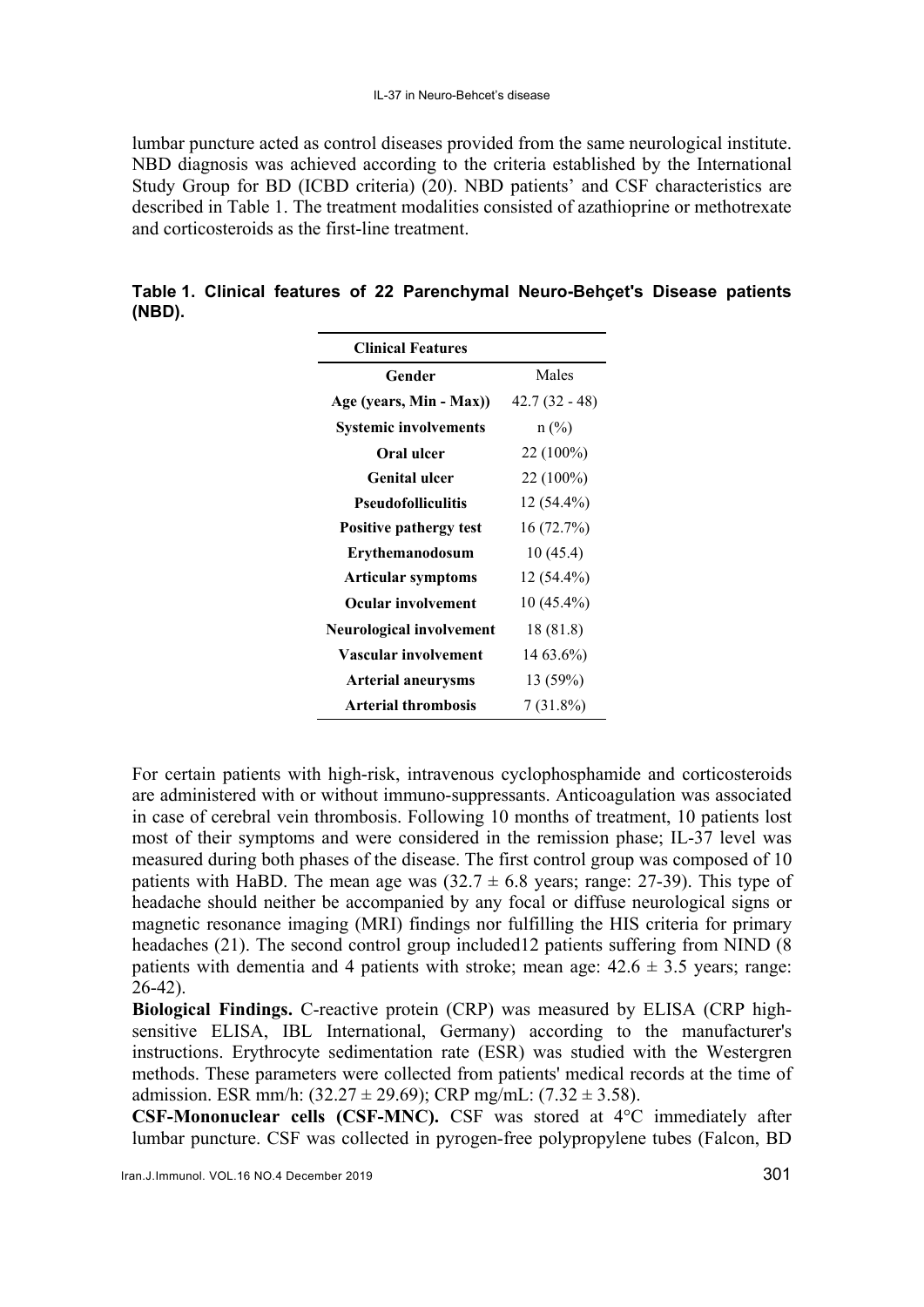lumbar puncture acted as control diseases provided from the same neurological institute. NBD diagnosis was achieved according to the criteria established by the International Study Group for BD (ICBD criteria) (20). NBD patients' and CSF characteristics are described in Table 1. The treatment modalities consisted of azathioprine or methotrexate and corticosteroids as the first-line treatment.

**Table 1. Clinical features of 22 Parenchymal Neuro-Behçet's Disease patients (NBD).**

| Clinical Features | |
|---|---|
| **Gender** | Males |
| **Age (years, Min - Max))** | 42.7 (32 - 48) |
| **Systemic involvements** | n (%) |
| **Oral ulcer** | 22 (100%) |
| **Genital ulcer** | 22 (100%) |
| **Pseudofolliculitis** | 12 (54.4%) |
| **Positive pathergy test** | 16 (72.7%) |
| **Erythemanodosum** | 10 (45.4) |
| **Articular symptoms** | 12 (54.4%) |
| **Ocular involvement** | 10 (45.4%) |
| **Neurological involvement** | 18 (81.8) |
| **Vascular involvement** | 14 63.6%) |
| **Arterial aneurysms** | 13 (59%) |
| **Arterial thrombosis** | 7 (31.8%) |

For certain patients with high-risk, intravenous cyclophosphamide and corticosteroids are administered with or without immuno-suppressants. Anticoagulation was associated in case of cerebral vein thrombosis. Following 10 months of treatment, 10 patients lost most of their symptoms and were considered in the remission phase; IL-37 level was measured during both phases of the disease. The first control group was composed of 10 patients with HaBD. The mean age was (32.7 ± 6.8 years; range: 27-39). This type of headache should neither be accompanied by any focal or diffuse neurological signs or magnetic resonance imaging (MRI) findings nor fulfilling the HIS criteria for primary headaches (21). The second control group included12 patients suffering from NIND (8 patients with dementia and 4 patients with stroke; mean age: 42.6 ± 3.5 years; range: 26-42).

**Biological Findings.** C-reactive protein (CRP) was measured by ELISA (CRP high-sensitive ELISA, IBL International, Germany) according to the manufacturer's instructions. Erythrocyte sedimentation rate (ESR) was studied with the Westergren methods. These parameters were collected from patients' medical records at the time of admission. ESR mm/h: (32.27 ± 29.69); CRP mg/mL: (7.32 ± 3.58).

**CSF-Mononuclear cells (CSF-MNC).** CSF was stored at 4°C immediately after lumbar puncture. CSF was collected in pyrogen-free polypropylene tubes (Falcon, BD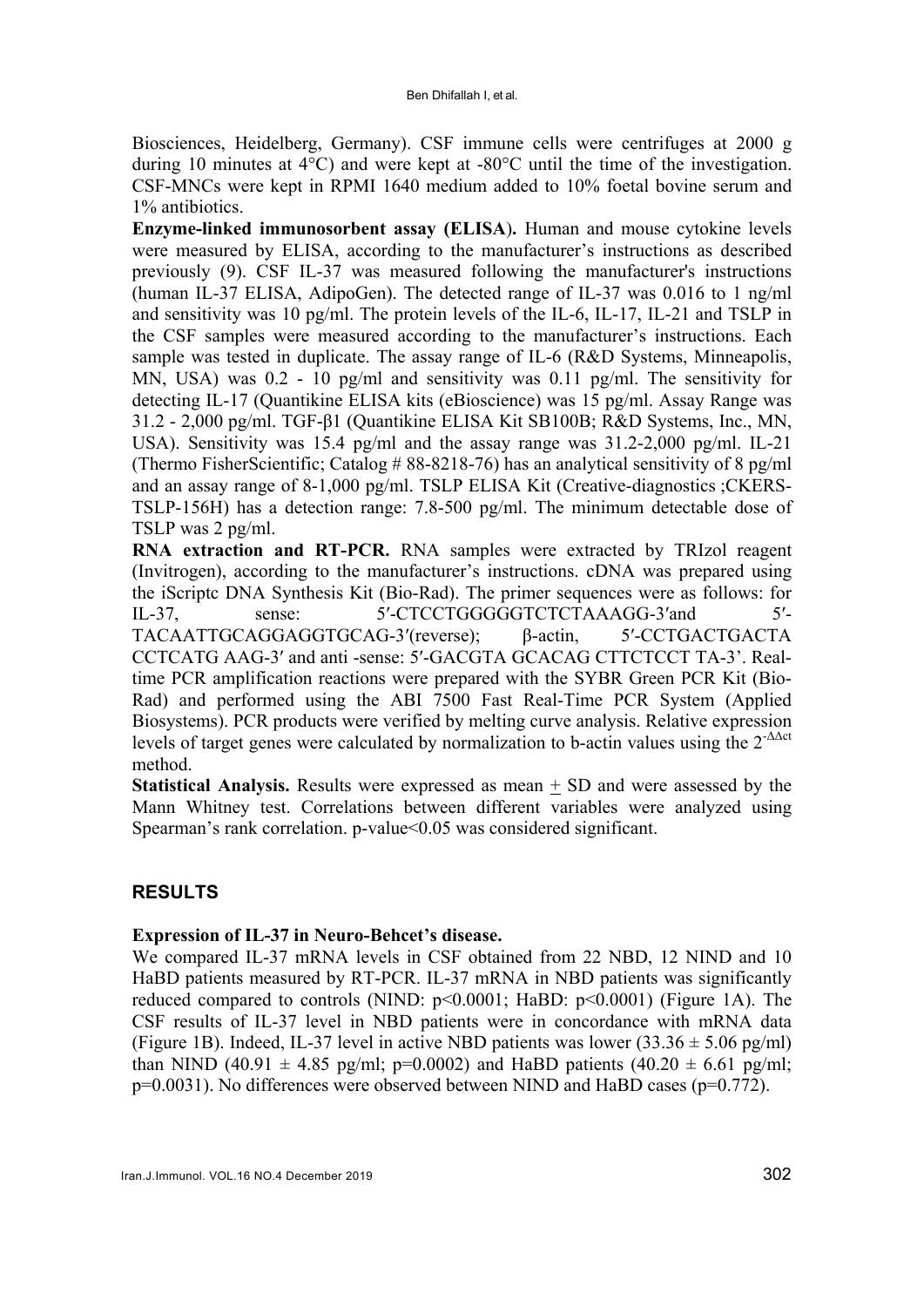Biosciences, Heidelberg, Germany). CSF immune cells were centrifuges at 2000 g during 10 minutes at 4°C) and were kept at -80°C until the time of the investigation. CSF-MNCs were kept in RPMI 1640 medium added to 10% foetal bovine serum and 1% antibiotics.

**Enzyme-linked immunosorbent assay (ELISA).** Human and mouse cytokine levels were measured by ELISA, according to the manufacturer's instructions as described previously (9). CSF IL-37 was measured following the manufacturer's instructions (human IL-37 ELISA, AdipoGen). The detected range of IL-37 was 0.016 to 1 ng/ml and sensitivity was 10 pg/ml. The protein levels of the IL-6, IL-17, IL-21 and TSLP in the CSF samples were measured according to the manufacturer's instructions. Each sample was tested in duplicate. The assay range of IL-6 (R&D Systems, Minneapolis, MN, USA) was 0.2 - 10 pg/ml and sensitivity was 0.11 pg/ml. The sensitivity for detecting IL-17 (Quantikine ELISA kits (eBioscience) was 15 pg/ml. Assay Range was 31.2 - 2,000 pg/ml. TGF-β1 (Quantikine ELISA Kit SB100B; R&D Systems, Inc., MN, USA). Sensitivity was 15.4 pg/ml and the assay range was 31.2-2,000 pg/ml. IL-21 (Thermo FisherScientific; Catalog # 88-8218-76) has an analytical sensitivity of 8 pg/ml and an assay range of 8-1,000 pg/ml. TSLP ELISA Kit (Creative-diagnostics ;CKERS-TSLP-156H) has a detection range: 7.8-500 pg/ml. The minimum detectable dose of TSLP was 2 pg/ml.

**RNA extraction and RT-PCR.** RNA samples were extracted by TRIzol reagent (Invitrogen), according to the manufacturer's instructions. cDNA was prepared using the iScriptc DNA Synthesis Kit (Bio-Rad). The primer sequences were as follows: for IL-37, sense: 5′-CTCCTGGGGGTCTCTAAAGG-3′and 5′-TACAATTGCAGGAGGTGCAG-3′(reverse); β-actin, 5′-CCTGACTGACTA CCTCATG AAG-3′ and anti -sense: 5′-GACGTA GCACAG CTTCTCCT TA-3'. Real-time PCR amplification reactions were prepared with the SYBR Green PCR Kit (Bio-Rad) and performed using the ABI 7500 Fast Real-Time PCR System (Applied Biosystems). PCR products were verified by melting curve analysis. Relative expression levels of target genes were calculated by normalization to b-actin values using the $2^{-\Delta\Delta ct}$ method.

**Statistical Analysis.** Results were expressed as mean ± SD and were assessed by the Mann Whitney test. Correlations between different variables were analyzed using Spearman's rank correlation. p-value<0.05 was considered significant.

## RESULTS

### Expression of IL-37 in Neuro-Behcet's disease.

We compared IL-37 mRNA levels in CSF obtained from 22 NBD, 12 NIND and 10 HaBD patients measured by RT-PCR. IL-37 mRNA in NBD patients was significantly reduced compared to controls (NIND: $p<0.0001$; HaBD: $p<0.0001$) (Figure 1A). The CSF results of IL-37 level in NBD patients were in concordance with mRNA data (Figure 1B). Indeed, IL-37 level in active NBD patients was lower ($33.36 \pm 5.06$ pg/ml) than NIND ($40.91 \pm 4.85$ pg/ml; $p=0.0002$) and HaBD patients ($40.20 \pm 6.61$ pg/ml; $p=0.0031$). No differences were observed between NIND and HaBD cases ($p=0.772$).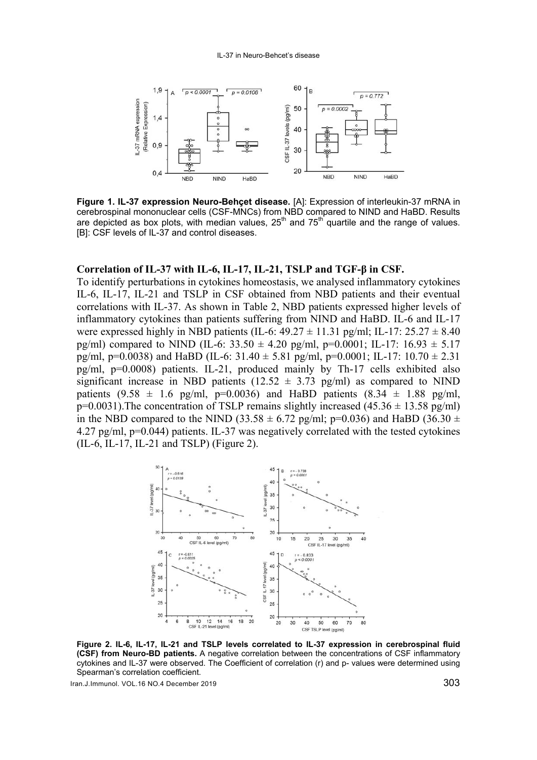**Figure 1. IL-37 expression Neuro-Behçet disease.** [A]: Expression of interleukin-37 mRNA in cerebrospinal mononuclear cells (CSF-MNCs) from NBD compared to NIND and HaBD. Results are depicted as box plots, with median values, 25th and 75th quartile and the range of values. [B]: CSF levels of IL-37 and control diseases.

### Correlation of IL-37 with IL-6, IL-17, IL-21, TSLP and TGF-β in CSF.

To identify perturbations in cytokines homeostasis, we analysed inflammatory cytokines IL-6, IL-17, IL-21 and TSLP in CSF obtained from NBD patients and their eventual correlations with IL-37. As shown in Table 2, NBD patients expressed higher levels of inflammatory cytokines than patients suffering from NIND and HaBD. IL-6 and IL-17 were expressed highly in NBD patients (IL-6: $49.27 \pm 11.31$ pg/ml; IL-17: $25.27 \pm 8.40$ pg/ml) compared to NIND (IL-6: $33.50 \pm 4.20$ pg/ml, $p=0.0001$; IL-17: $16.93 \pm 5.17$ pg/ml, $p=0.0038$) and HaBD (IL-6: $31.40 \pm 5.81$ pg/ml, $p=0.0001$; IL-17: $10.70 \pm 2.31$ pg/ml, $p=0.0008$) patients. IL-21, produced mainly by Th-17 cells exhibited also significant increase in NBD patients ($12.52 \pm 3.73$ pg/ml) as compared to NIND patients ($9.58 \pm 1.6$ pg/ml, $p=0.0036$) and HaBD patients ($8.34 \pm 1.88$ pg/ml, $p=0.0031$).The concentration of TSLP remains slightly increased ($45.36 \pm 13.58$ pg/ml) in the NBD compared to the NIND ($33.58 \pm 6.72$ pg/ml; $p=0.036$) and HaBD ($36.30 \pm 4.27$ pg/ml, $p=0.044$) patients. IL-37 was negatively correlated with the tested cytokines (IL-6, IL-17, IL-21 and TSLP) (Figure 2).

**Figure 2. IL-6, IL-17, IL-21 and TSLP levels correlated to IL-37 expression in cerebrospinal fluid (CSF) from Neuro-BD patients.** A negative correlation between the concentrations of CSF inflammatory cytokines and IL-37 were observed. The Coefficient of correlation (r) and p- values were determined using Spearman's correlation coefficient.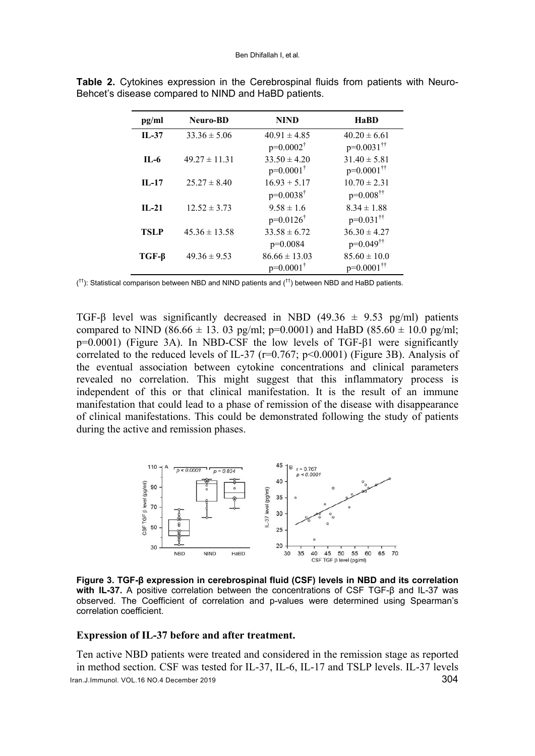**Table 2.** Cytokines expression in the Cerebrospinal fluids from patients with Neuro-Behcet's disease compared to NIND and HaBD patients.

| pg/ml | Neuro-BD | NIND | HaBD |
|---|---|---|---|
| **IL-37** | 33.36 ± 5.06 | 40.91 ± 4.85<br>p=0.0002† | 40.20 ± 6.61<br>p=0.0031†† |
| **IL-6** | 49.27 ± 11.31 | 33.50 ± 4.20<br>p=0.0001† | 31.40 ± 5.81<br>p=0.0001†† |
| **IL-17** | 25.27 ± 8.40 | 16.93 + 5.17<br>p=0.0038† | 10.70 ± 2.31<br>p=0.008†† |
| **IL-21** | 12.52 ± 3.73 | 9.58 ± 1.6<br>p=0.0126† | 8.34 ± 1.88<br>p=0.031†† |
| **TSLP** | 45.36 ± 13.58 | 33.58 ± 6.72<br>p=0.0084 | 36.30 ± 4.27<br>p=0.049†† |
| **TGF-β** | 49.36 ± 9.53 | 86.66 ± 13.03<br>p=0.0001† | 85.60 ± 10.0<br>p=0.0001†† |

(††): Statistical comparison between NBD and NIND patients and (††) between NBD and HaBD patients.

TGF-β level was significantly decreased in NBD (49.36 ± 9.53 pg/ml) patients compared to NIND (86.66 ± 13. 03 pg/ml; $p=0.0001$) and HaBD (85.60 ± 10.0 pg/ml; $p=0.0001$) (Figure 3A). In NBD-CSF the low levels of TGF-β1 were significantly correlated to the reduced levels of IL-37 ($r=0.767$; $p<0.0001$) (Figure 3B). Analysis of the eventual association between cytokine concentrations and clinical parameters revealed no correlation. This might suggest that this inflammatory process is independent of this or that clinical manifestation. It is the result of an immune manifestation that could lead to a phase of remission of the disease with disappearance of clinical manifestations. This could be demonstrated following the study of patients during the active and remission phases.

**Figure 3. TGF-β expression in cerebrospinal fluid (CSF) levels in NBD and its correlation with IL-37.** A positive correlation between the concentrations of CSF TGF-β and IL-37 was observed. The Coefficient of correlation and p-values were determined using Spearman's correlation coefficient.

### Expression of IL-37 before and after treatment.

Ten active NBD patients were treated and considered in the remission stage as reported in method section. CSF was tested for IL-37, IL-6, IL-17 and TSLP levels. IL-37 levels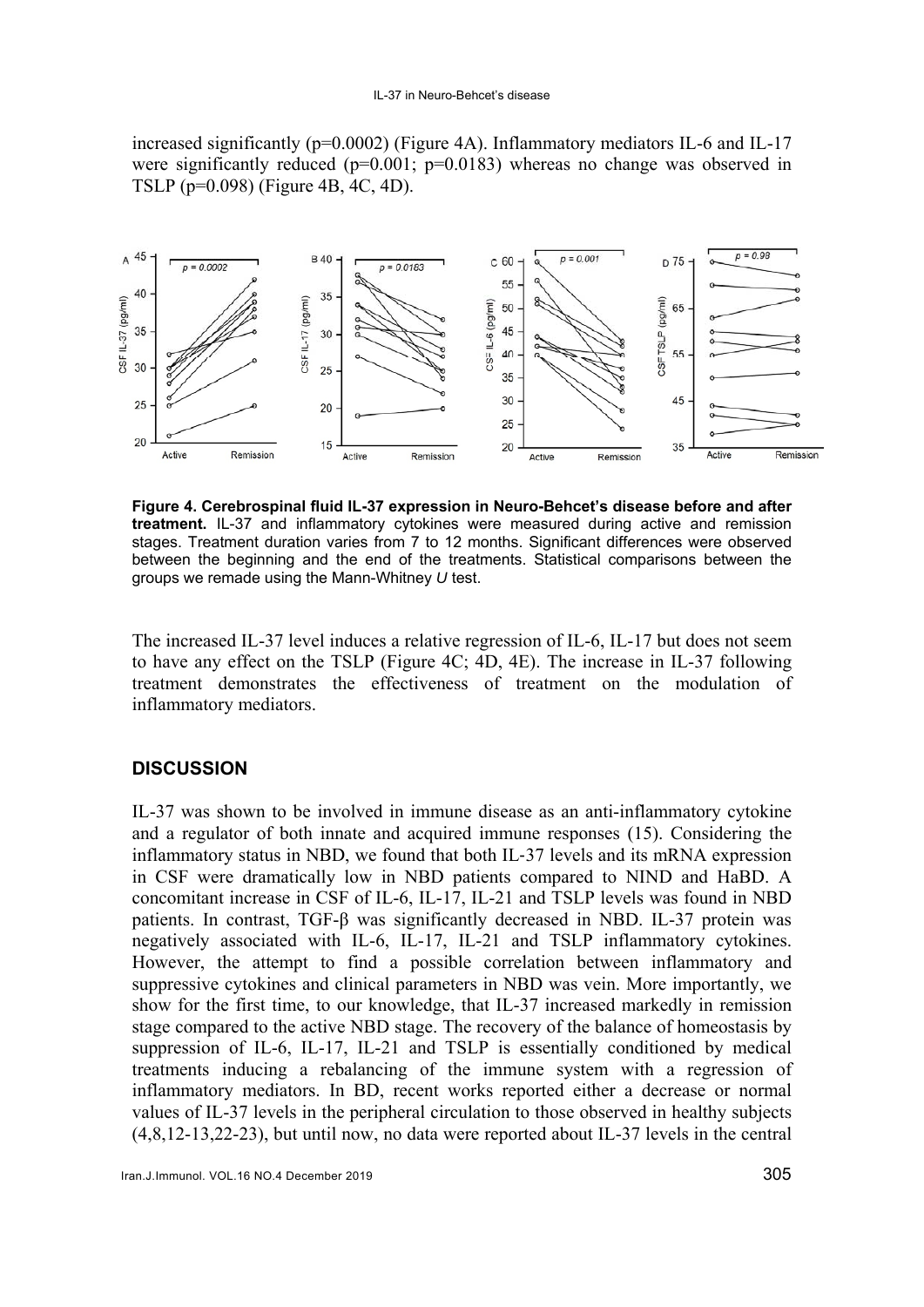increased significantly (p=0.0002) (Figure 4A). Inflammatory mediators IL-6 and IL-17 were significantly reduced (p=0.001; p=0.0183) whereas no change was observed in TSLP (p=0.098) (Figure 4B, 4C, 4D).

**Figure 4. Cerebrospinal fluid IL-37 expression in Neuro-Behcet's disease before and after treatment.** IL-37 and inflammatory cytokines were measured during active and remission stages. Treatment duration varies from 7 to 12 months. Significant differences were observed between the beginning and the end of the treatments. Statistical comparisons between the groups we remade using the Mann-Whitney *U* test.

The increased IL-37 level induces a relative regression of IL-6, IL-17 but does not seem to have any effect on the TSLP (Figure 4C; 4D, 4E). The increase in IL-37 following treatment demonstrates the effectiveness of treatment on the modulation of inflammatory mediators.

## DISCUSSION

IL-37 was shown to be involved in immune disease as an anti-inflammatory cytokine and a regulator of both innate and acquired immune responses (15). Considering the inflammatory status in NBD, we found that both IL-37 levels and its mRNA expression in CSF were dramatically low in NBD patients compared to NIND and HaBD. A concomitant increase in CSF of IL-6, IL-17, IL-21 and TSLP levels was found in NBD patients. In contrast, TGF-β was significantly decreased in NBD. IL-37 protein was negatively associated with IL-6, IL-17, IL-21 and TSLP inflammatory cytokines. However, the attempt to find a possible correlation between inflammatory and suppressive cytokines and clinical parameters in NBD was vein. More importantly, we show for the first time, to our knowledge, that IL-37 increased markedly in remission stage compared to the active NBD stage. The recovery of the balance of homeostasis by suppression of IL-6, IL-17, IL-21 and TSLP is essentially conditioned by medical treatments inducing a rebalancing of the immune system with a regression of inflammatory mediators. In BD, recent works reported either a decrease or normal values of IL-37 levels in the peripheral circulation to those observed in healthy subjects (4,8,12-13,22-23), but until now, no data were reported about IL-37 levels in the central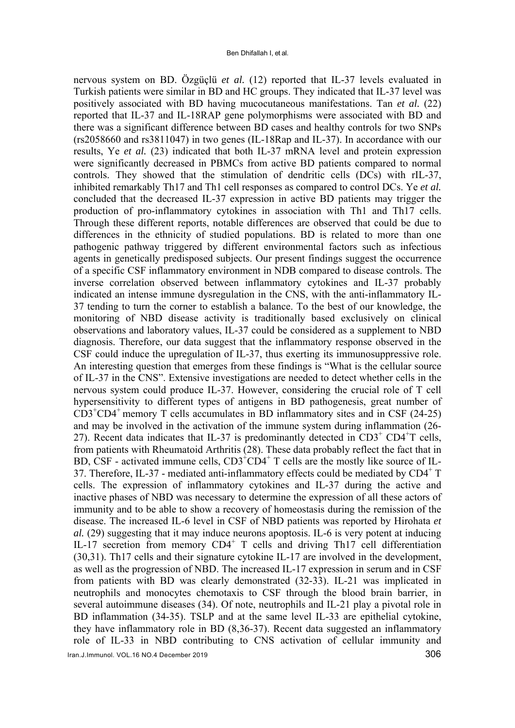nervous system on BD. Özgüçlü *et al.* (12) reported that IL-37 levels evaluated in Turkish patients were similar in BD and HC groups. They indicated that IL-37 level was positively associated with BD having mucocutaneous manifestations. Tan *et al.* (22) reported that IL-37 and IL-18RAP gene polymorphisms were associated with BD and there was a significant difference between BD cases and healthy controls for two SNPs (rs2058660 and rs3811047) in two genes (IL-18Rap and IL-37). In accordance with our results, Ye *et al.* (23) indicated that both IL-37 mRNA level and protein expression were significantly decreased in PBMCs from active BD patients compared to normal controls. They showed that the stimulation of dendritic cells (DCs) with rIL-37, inhibited remarkably Th17 and Th1 cell responses as compared to control DCs. Ye *et al.* concluded that the decreased IL-37 expression in active BD patients may trigger the production of pro-inflammatory cytokines in association with Th1 and Th17 cells. Through these different reports, notable differences are observed that could be due to differences in the ethnicity of studied populations. BD is related to more than one pathogenic pathway triggered by different environmental factors such as infectious agents in genetically predisposed subjects. Our present findings suggest the occurrence of a specific CSF inflammatory environment in NDB compared to disease controls. The inverse correlation observed between inflammatory cytokines and IL-37 probably indicated an intense immune dysregulation in the CNS, with the anti-inflammatory IL-37 tending to turn the corner to establish a balance. To the best of our knowledge, the monitoring of NBD disease activity is traditionally based exclusively on clinical observations and laboratory values, IL-37 could be considered as a supplement to NBD diagnosis. Therefore, our data suggest that the inflammatory response observed in the CSF could induce the upregulation of IL-37, thus exerting its immunosuppressive role. An interesting question that emerges from these findings is "What is the cellular source of IL-37 in the CNS". Extensive investigations are needed to detect whether cells in the nervous system could produce IL-37. However, considering the crucial role of T cell hypersensitivity to different types of antigens in BD pathogenesis, great number of $CD3^+CD4^+$ memory T cells accumulates in BD inflammatory sites and in CSF (24-25) and may be involved in the activation of the immune system during inflammation (26-27). Recent data indicates that IL-37 is predominantly detected in $CD3^+$ $CD4^+$T cells, from patients with Rheumatoid Arthritis (28). These data probably reflect the fact that in BD, CSF - activated immune cells, $CD3^+CD4^+$ T cells are the mostly like source of IL-37. Therefore, IL-37 - mediated anti-inflammatory effects could be mediated by $CD4^+$ T cells. The expression of inflammatory cytokines and IL-37 during the active and inactive phases of NBD was necessary to determine the expression of all these actors of immunity and to be able to show a recovery of homeostasis during the remission of the disease. The increased IL-6 level in CSF of NBD patients was reported by Hirohata *et al.* (29) suggesting that it may induce neurons apoptosis. IL-6 is very potent at inducing IL-17 secretion from memory $CD4^+$ T cells and driving Th17 cell differentiation (30,31). Th17 cells and their signature cytokine IL-17 are involved in the development, as well as the progression of NBD. The increased IL-17 expression in serum and in CSF from patients with BD was clearly demonstrated (32-33). IL-21 was implicated in neutrophils and monocytes chemotaxis to CSF through the blood brain barrier, in several autoimmune diseases (34). Of note, neutrophils and IL-21 play a pivotal role in BD inflammation (34-35). TSLP and at the same level IL-33 are epithelial cytokine, they have inflammatory role in BD (8,36-37). Recent data suggested an inflammatory role of IL-33 in NBD contributing to CNS activation of cellular immunity and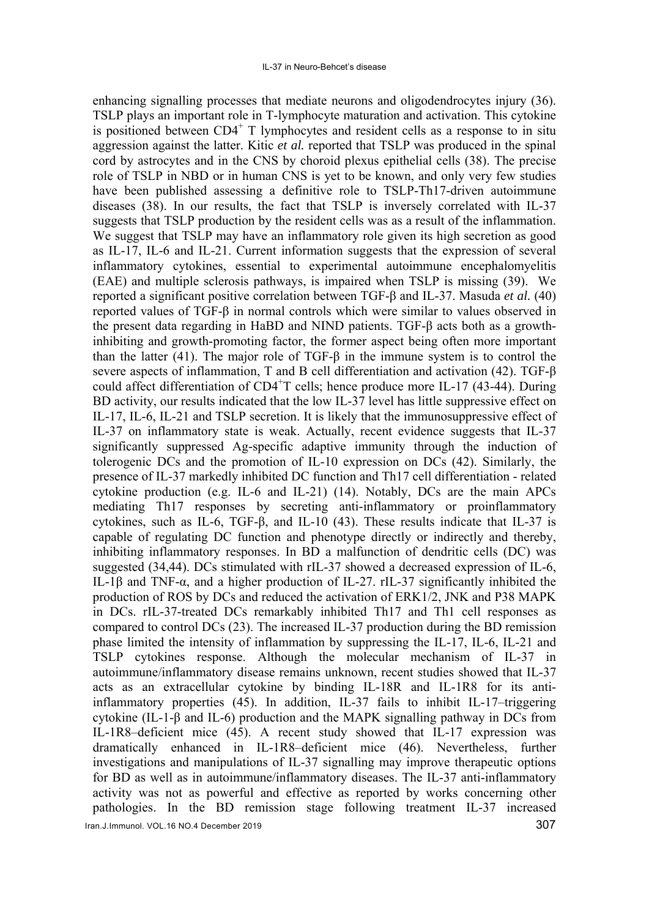enhancing signalling processes that mediate neurons and oligodendrocytes injury (36). TSLP plays an important role in T-lymphocyte maturation and activation. This cytokine is positioned between $CD4^+$ T lymphocytes and resident cells as a response to in situ aggression against the latter. Kitic *et al.* reported that TSLP was produced in the spinal cord by astrocytes and in the CNS by choroid plexus epithelial cells (38). The precise role of TSLP in NBD or in human CNS is yet to be known, and only very few studies have been published assessing a definitive role to TSLP-Th17-driven autoimmune diseases (38). In our results, the fact that TSLP is inversely correlated with IL-37 suggests that TSLP production by the resident cells was as a result of the inflammation. We suggest that TSLP may have an inflammatory role given its high secretion as good as IL-17, IL-6 and IL-21. Current information suggests that the expression of several inflammatory cytokines, essential to experimental autoimmune encephalomyelitis (EAE) and multiple sclerosis pathways, is impaired when TSLP is missing (39). We reported a significant positive correlation between TGF-β and IL-37. Masuda *et al.* (40) reported values of TGF-β in normal controls which were similar to values observed in the present data regarding in HaBD and NIND patients. TGF-β acts both as a growth-inhibiting and growth-promoting factor, the former aspect being often more important than the latter (41). The major role of TGF-β in the immune system is to control the severe aspects of inflammation, T and B cell differentiation and activation (42). TGF-β could affect differentiation of $CD4^+$T cells; hence produce more IL-17 (43-44). During BD activity, our results indicated that the low IL-37 level has little suppressive effect on IL-17, IL-6, IL-21 and TSLP secretion. It is likely that the immunosuppressive effect of IL-37 on inflammatory state is weak. Actually, recent evidence suggests that IL-37 significantly suppressed Ag-specific adaptive immunity through the induction of tolerogenic DCs and the promotion of IL-10 expression on DCs (42). Similarly, the presence of IL-37 markedly inhibited DC function and Th17 cell differentiation - related cytokine production (e.g. IL-6 and IL-21) (14). Notably, DCs are the main APCs mediating Th17 responses by secreting anti-inflammatory or proinflammatory cytokines, such as IL-6, TGF-β, and IL-10 (43). These results indicate that IL-37 is capable of regulating DC function and phenotype directly or indirectly and thereby, inhibiting inflammatory responses. In BD a malfunction of dendritic cells (DC) was suggested (34,44). DCs stimulated with rIL-37 showed a decreased expression of IL-6, IL-1β and TNF-α, and a higher production of IL-27. rIL-37 significantly inhibited the production of ROS by DCs and reduced the activation of ERK1/2, JNK and P38 MAPK in DCs. rIL-37-treated DCs remarkably inhibited Th17 and Th1 cell responses as compared to control DCs (23). The increased IL-37 production during the BD remission phase limited the intensity of inflammation by suppressing the IL-17, IL-6, IL-21 and TSLP cytokines response. Although the molecular mechanism of IL-37 in autoimmune/inflammatory disease remains unknown, recent studies showed that IL-37 acts as an extracellular cytokine by binding IL-18R and IL-1R8 for its anti-inflammatory properties (45). In addition, IL-37 fails to inhibit IL-17–triggering cytokine (IL-1-β and IL-6) production and the MAPK signalling pathway in DCs from IL-1R8–deficient mice (45). A recent study showed that IL-17 expression was dramatically enhanced in IL-1R8–deficient mice (46). Nevertheless, further investigations and manipulations of IL-37 signalling may improve therapeutic options for BD as well as in autoimmune/inflammatory diseases. The IL-37 anti-inflammatory activity was not as powerful and effective as reported by works concerning other pathologies. In the BD remission stage following treatment IL-37 increased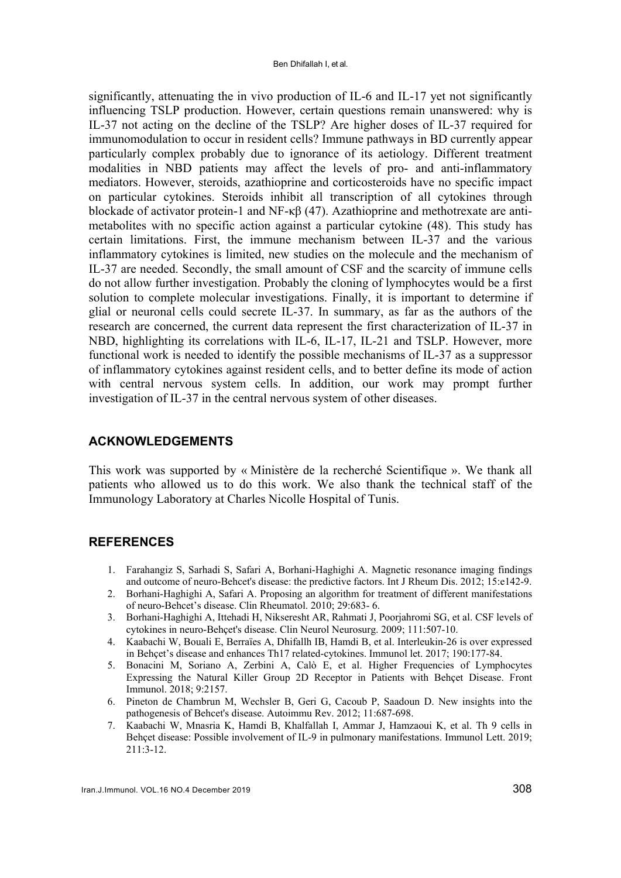significantly, attenuating the in vivo production of IL-6 and IL-17 yet not significantly influencing TSLP production. However, certain questions remain unanswered: why is IL-37 not acting on the decline of the TSLP? Are higher doses of IL-37 required for immunomodulation to occur in resident cells? Immune pathways in BD currently appear particularly complex probably due to ignorance of its aetiology. Different treatment modalities in NBD patients may affect the levels of pro- and anti-inflammatory mediators. However, steroids, azathioprine and corticosteroids have no specific impact on particular cytokines. Steroids inhibit all transcription of all cytokines through blockade of activator protein-1 and NF-κβ (47). Azathioprine and methotrexate are anti-metabolites with no specific action against a particular cytokine (48). This study has certain limitations. First, the immune mechanism between IL-37 and the various inflammatory cytokines is limited, new studies on the molecule and the mechanism of IL-37 are needed. Secondly, the small amount of CSF and the scarcity of immune cells do not allow further investigation. Probably the cloning of lymphocytes would be a first solution to complete molecular investigations. Finally, it is important to determine if glial or neuronal cells could secrete IL-37. In summary, as far as the authors of the research are concerned, the current data represent the first characterization of IL-37 in NBD, highlighting its correlations with IL-6, IL-17, IL-21 and TSLP. However, more functional work is needed to identify the possible mechanisms of IL-37 as a suppressor of inflammatory cytokines against resident cells, and to better define its mode of action with central nervous system cells. In addition, our work may prompt further investigation of IL-37 in the central nervous system of other diseases.

## ACKNOWLEDGEMENTS

This work was supported by « Ministère de la recherché Scientifique ». We thank all patients who allowed us to do this work. We also thank the technical staff of the Immunology Laboratory at Charles Nicolle Hospital of Tunis.

## REFERENCES

1. Farahangiz S, Sarhadi S, Safari A, Borhani-Haghighi A. Magnetic resonance imaging findings and outcome of neuro-Behcet's disease: the predictive factors. Int J Rheum Dis. 2012; 15:e142-9.
2. Borhani-Haghighi A, Safari A. Proposing an algorithm for treatment of different manifestations of neuro-Behcet's disease. Clin Rheumatol. 2010; 29:683- 6.
3. Borhani-Haghighi A, Ittehadi H, Nikseresht AR, Rahmati J, Poorjahromi SG, et al. CSF levels of cytokines in neuro-Behçet's disease. Clin Neurol Neurosurg. 2009; 111:507-10.
4. Kaabachi W, Bouali E, Berraïes A, Dhifallh IB, Hamdi B, et al. Interleukin-26 is over expressed in Behçet's disease and enhances Th17 related-cytokines. Immunol let. 2017; 190:177-84.
5. Bonacini M, Soriano A, Zerbini A, Calò E, et al. Higher Frequencies of Lymphocytes Expressing the Natural Killer Group 2D Receptor in Patients with Behçet Disease. Front Immunol. 2018; 9:2157.
6. Pineton de Chambrun M, Wechsler B, Geri G, Cacoub P, Saadoun D. New insights into the pathogenesis of Behcet's disease. Autoimmu Rev. 2012; 11:687-698.
7. Kaabachi W, Mnasria K, Hamdi B, Khalfallah I, Ammar J, Hamzaoui K, et al. Th 9 cells in Behçet disease: Possible involvement of IL-9 in pulmonary manifestations. Immunol Lett. 2019; 211:3-12.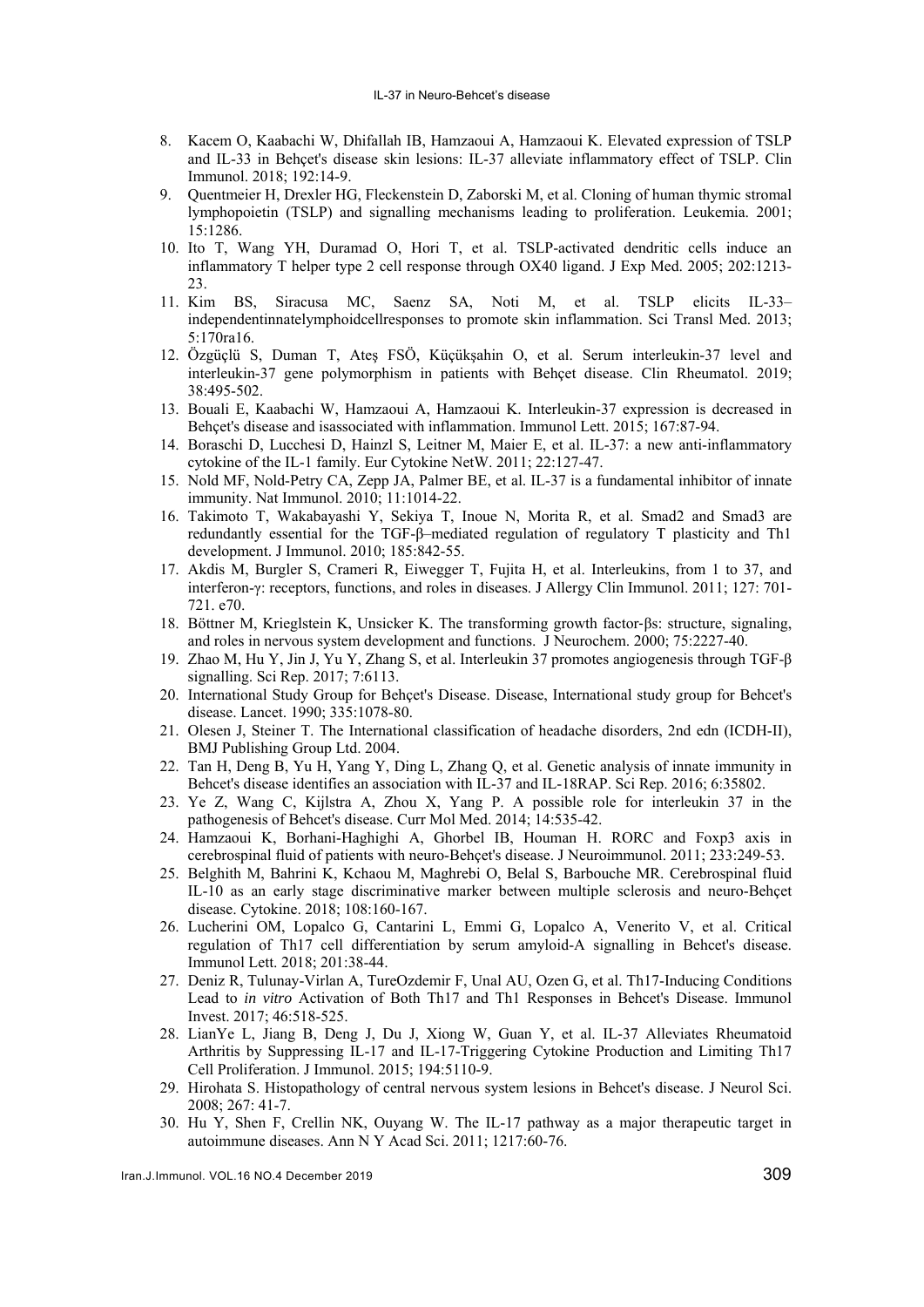8. Kacem O, Kaabachi W, Dhifallah IB, Hamzaoui A, Hamzaoui K. Elevated expression of TSLP and IL-33 in Behçet's disease skin lesions: IL-37 alleviate inflammatory effect of TSLP. Clin Immunol. 2018; 192:14-9.
9. Quentmeier H, Drexler HG, Fleckenstein D, Zaborski M, et al. Cloning of human thymic stromal lymphopoietin (TSLP) and signalling mechanisms leading to proliferation. Leukemia. 2001; 15:1286.
10. Ito T, Wang YH, Duramad O, Hori T, et al. TSLP-activated dendritic cells induce an inflammatory T helper type 2 cell response through OX40 ligand. J Exp Med. 2005; 202:1213-23.
11. Kim BS, Siracusa MC, Saenz SA, Noti M, et al. TSLP elicits IL-33–independentinnatelymphoidcellresponses to promote skin inflammation. Sci Transl Med. 2013; 5:170ra16.
12. Özgüçlü S, Duman T, Ateş FSÖ, Küçükşahin O, et al. Serum interleukin-37 level and interleukin-37 gene polymorphism in patients with Behçet disease. Clin Rheumatol. 2019; 38:495-502.
13. Bouali E, Kaabachi W, Hamzaoui A, Hamzaoui K. Interleukin-37 expression is decreased in Behçet's disease and isassociated with inflammation. Immunol Lett. 2015; 167:87-94.
14. Boraschi D, Lucchesi D, Hainzl S, Leitner M, Maier E, et al. IL-37: a new anti-inflammatory cytokine of the IL-1 family. Eur Cytokine NetW. 2011; 22:127-47.
15. Nold MF, Nold-Petry CA, Zepp JA, Palmer BE, et al. IL-37 is a fundamental inhibitor of innate immunity. Nat Immunol. 2010; 11:1014-22.
16. Takimoto T, Wakabayashi Y, Sekiya T, Inoue N, Morita R, et al. Smad2 and Smad3 are redundantly essential for the TGF-β–mediated regulation of regulatory T plasticity and Th1 development. J Immunol. 2010; 185:842-55.
17. Akdis M, Burgler S, Crameri R, Eiwegger T, Fujita H, et al. Interleukins, from 1 to 37, and interferon-γ: receptors, functions, and roles in diseases. J Allergy Clin Immunol. 2011; 127: 701-721. e70.
18. Böttner M, Krieglstein K, Unsicker K. The transforming growth factor-βs: structure, signaling, and roles in nervous system development and functions. J Neurochem. 2000; 75:2227-40.
19. Zhao M, Hu Y, Jin J, Yu Y, Zhang S, et al. Interleukin 37 promotes angiogenesis through TGF-β signalling. Sci Rep. 2017; 7:6113.
20. International Study Group for Behçet's Disease. Disease, International study group for Behcet's disease. Lancet. 1990; 335:1078-80.
21. Olesen J, Steiner T. The International classification of headache disorders, 2nd edn (ICDH-II), BMJ Publishing Group Ltd. 2004.
22. Tan H, Deng B, Yu H, Yang Y, Ding L, Zhang Q, et al. Genetic analysis of innate immunity in Behcet's disease identifies an association with IL-37 and IL-18RAP. Sci Rep. 2016; 6:35802.
23. Ye Z, Wang C, Kijlstra A, Zhou X, Yang P. A possible role for interleukin 37 in the pathogenesis of Behcet's disease. Curr Mol Med. 2014; 14:535-42.
24. Hamzaoui K, Borhani-Haghighi A, Ghorbel IB, Houman H. RORC and Foxp3 axis in cerebrospinal fluid of patients with neuro-Behçet's disease. J Neuroimmunol. 2011; 233:249-53.
25. Belghith M, Bahrini K, Kchaou M, Maghrebi O, Belal S, Barbouche MR. Cerebrospinal fluid IL-10 as an early stage discriminative marker between multiple sclerosis and neuro-Behçet disease. Cytokine. 2018; 108:160-167.
26. Lucherini OM, Lopalco G, Cantarini L, Emmi G, Lopalco A, Venerito V, et al. Critical regulation of Th17 cell differentiation by serum amyloid-A signalling in Behcet's disease. Immunol Lett. 2018; 201:38-44.
27. Deniz R, Tulunay-Virlan A, TureOzdemir F, Unal AU, Ozen G, et al. Th17-Inducing Conditions Lead to *in vitro* Activation of Both Th17 and Th1 Responses in Behcet's Disease. Immunol Invest. 2017; 46:518-525.
28. LianYe L, Jiang B, Deng J, Du J, Xiong W, Guan Y, et al. IL-37 Alleviates Rheumatoid Arthritis by Suppressing IL-17 and IL-17-Triggering Cytokine Production and Limiting Th17 Cell Proliferation. J Immunol. 2015; 194:5110-9.
29. Hirohata S. Histopathology of central nervous system lesions in Behcet's disease. J Neurol Sci. 2008; 267: 41-7.
30. Hu Y, Shen F, Crellin NK, Ouyang W. The IL-17 pathway as a major therapeutic target in autoimmune diseases. Ann N Y Acad Sci. 2011; 1217:60-76.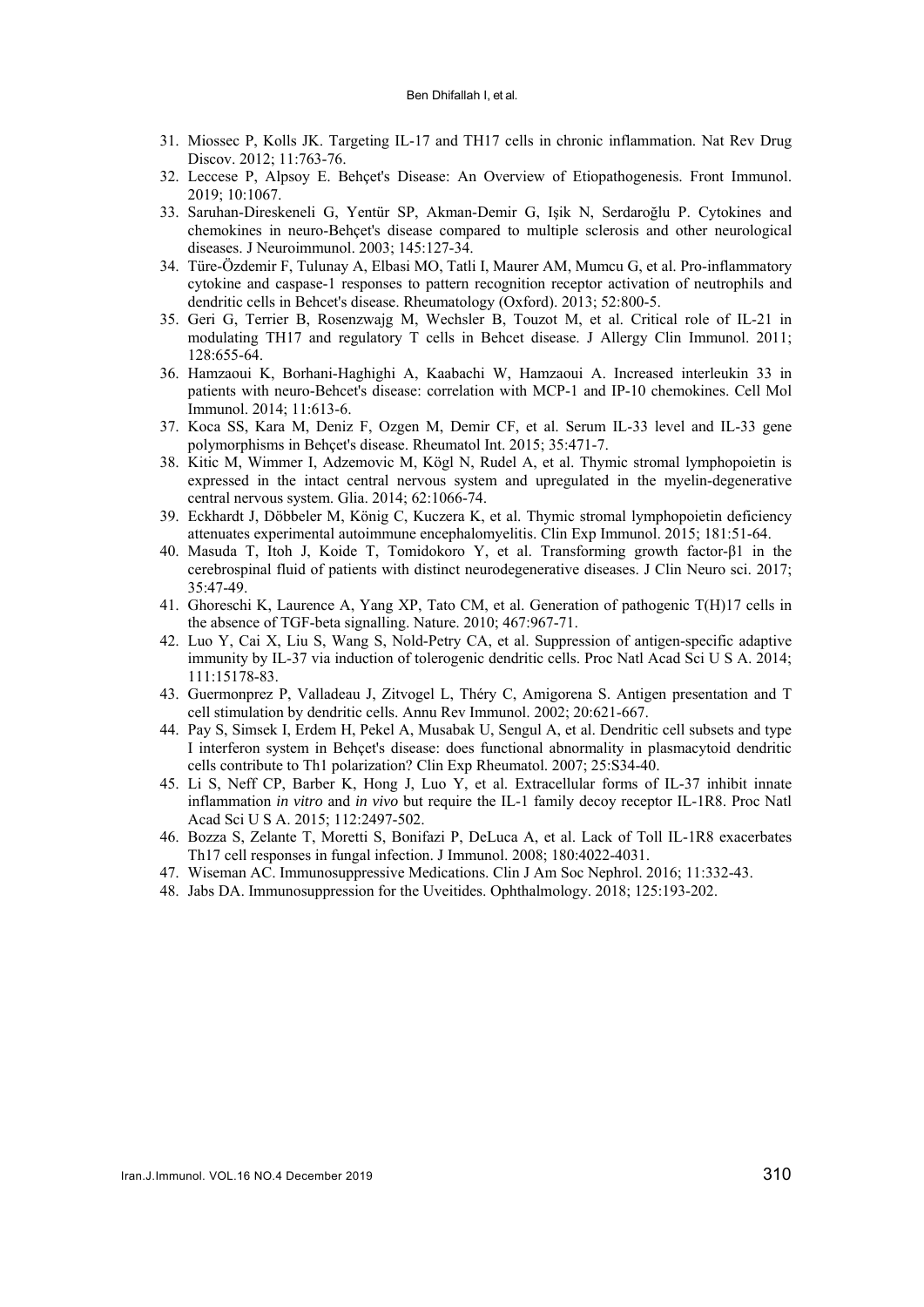31. Miossec P, Kolls JK. Targeting IL-17 and TH17 cells in chronic inflammation. Nat Rev Drug Discov. 2012; 11:763-76.
32. Leccese P, Alpsoy E. Behçet's Disease: An Overview of Etiopathogenesis. Front Immunol. 2019; 10:1067.
33. Saruhan-Direskeneli G, Yentür SP, Akman-Demir G, Işik N, Serdaroğlu P. Cytokines and chemokines in neuro-Behçet's disease compared to multiple sclerosis and other neurological diseases. J Neuroimmunol. 2003; 145:127-34.
34. Türe-Özdemir F, Tulunay A, Elbasi MO, Tatli I, Maurer AM, Mumcu G, et al. Pro-inflammatory cytokine and caspase-1 responses to pattern recognition receptor activation of neutrophils and dendritic cells in Behcet's disease. Rheumatology (Oxford). 2013; 52:800-5.
35. Geri G, Terrier B, Rosenzwajg M, Wechsler B, Touzot M, et al. Critical role of IL-21 in modulating TH17 and regulatory T cells in Behcet disease. J Allergy Clin Immunol. 2011; 128:655-64.
36. Hamzaoui K, Borhani-Haghighi A, Kaabachi W, Hamzaoui A. Increased interleukin 33 in patients with neuro-Behcet's disease: correlation with MCP-1 and IP-10 chemokines. Cell Mol Immunol. 2014; 11:613-6.
37. Koca SS, Kara M, Deniz F, Ozgen M, Demir CF, et al. Serum IL-33 level and IL-33 gene polymorphisms in Behçet's disease. Rheumatol Int. 2015; 35:471-7.
38. Kitic M, Wimmer I, Adzemovic M, Kögl N, Rudel A, et al. Thymic stromal lymphopoietin is expressed in the intact central nervous system and upregulated in the myelin-degenerative central nervous system. Glia. 2014; 62:1066-74.
39. Eckhardt J, Döbbeler M, König C, Kuczera K, et al. Thymic stromal lymphopoietin deficiency attenuates experimental autoimmune encephalomyelitis. Clin Exp Immunol. 2015; 181:51-64.
40. Masuda T, Itoh J, Koide T, Tomidokoro Y, et al. Transforming growth factor-β1 in the cerebrospinal fluid of patients with distinct neurodegenerative diseases. J Clin Neuro sci. 2017; 35:47-49.
41. Ghoreschi K, Laurence A, Yang XP, Tato CM, et al. Generation of pathogenic T(H)17 cells in the absence of TGF-beta signalling. Nature. 2010; 467:967-71.
42. Luo Y, Cai X, Liu S, Wang S, Nold-Petry CA, et al. Suppression of antigen-specific adaptive immunity by IL-37 via induction of tolerogenic dendritic cells. Proc Natl Acad Sci U S A. 2014; 111:15178-83.
43. Guermonprez P, Valladeau J, Zitvogel L, Théry C, Amigorena S. Antigen presentation and T cell stimulation by dendritic cells. Annu Rev Immunol. 2002; 20:621-667.
44. Pay S, Simsek I, Erdem H, Pekel A, Musabak U, Sengul A, et al. Dendritic cell subsets and type I interferon system in Behçet's disease: does functional abnormality in plasmacytoid dendritic cells contribute to Th1 polarization? Clin Exp Rheumatol. 2007; 25:S34-40.
45. Li S, Neff CP, Barber K, Hong J, Luo Y, et al. Extracellular forms of IL-37 inhibit innate inflammation *in vitro* and *in vivo* but require the IL-1 family decoy receptor IL-1R8. Proc Natl Acad Sci U S A. 2015; 112:2497-502.
46. Bozza S, Zelante T, Moretti S, Bonifazi P, DeLuca A, et al. Lack of Toll IL-1R8 exacerbates Th17 cell responses in fungal infection. J Immunol. 2008; 180:4022-4031.
47. Wiseman AC. Immunosuppressive Medications. Clin J Am Soc Nephrol. 2016; 11:332-43.
48. Jabs DA. Immunosuppression for the Uveitides. Ophthalmology. 2018; 125:193-202.